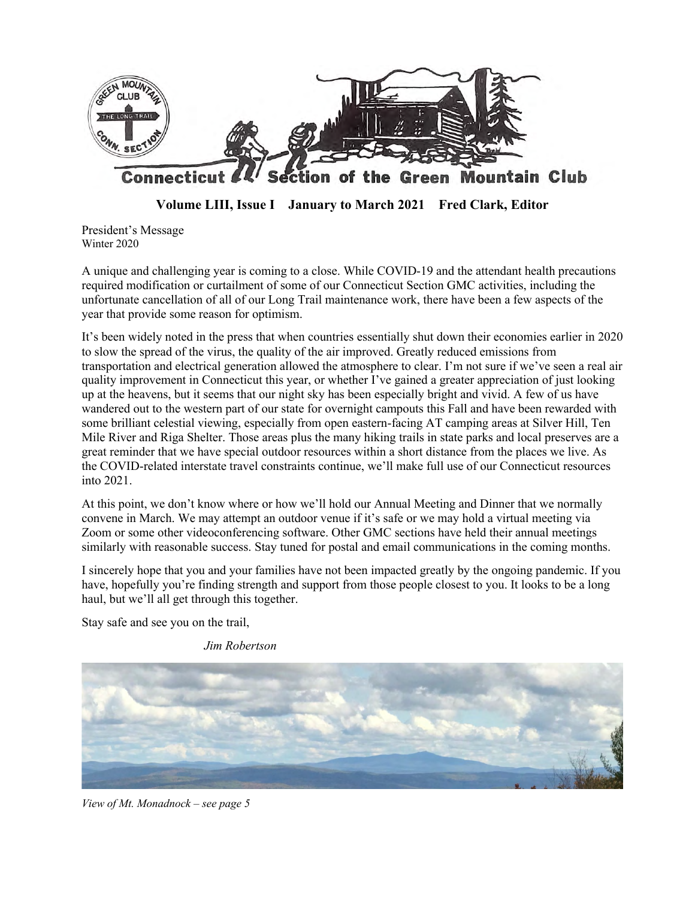# Connecticut Section of the Green Mountain Club

**Volume LIII, Issue I January to March 2021 Fred Clark, Editor**

President's Message
Winter 2020

A unique and challenging year is coming to a close. While COVID-19 and the attendant health precautions required modification or curtailment of some of our Connecticut Section GMC activities, including the unfortunate cancellation of all of our Long Trail maintenance work, there have been a few aspects of the year that provide some reason for optimism.

It's been widely noted in the press that when countries essentially shut down their economies earlier in 2020 to slow the spread of the virus, the quality of the air improved. Greatly reduced emissions from transportation and electrical generation allowed the atmosphere to clear. I'm not sure if we've seen a real air quality improvement in Connecticut this year, or whether I've gained a greater appreciation of just looking up at the heavens, but it seems that our night sky has been especially bright and vivid. A few of us have wandered out to the western part of our state for overnight campouts this Fall and have been rewarded with some brilliant celestial viewing, especially from open eastern-facing AT camping areas at Silver Hill, Ten Mile River and Riga Shelter. Those areas plus the many hiking trails in state parks and local preserves are a great reminder that we have special outdoor resources within a short distance from the places we live. As the COVID-related interstate travel constraints continue, we'll make full use of our Connecticut resources into 2021.

At this point, we don't know where or how we'll hold our Annual Meeting and Dinner that we normally convene in March. We may attempt an outdoor venue if it's safe or we may hold a virtual meeting via Zoom or some other videoconferencing software. Other GMC sections have held their annual meetings similarly with reasonable success. Stay tuned for postal and email communications in the coming months.

I sincerely hope that you and your families have not been impacted greatly by the ongoing pandemic. If you have, hopefully you're finding strength and support from those people closest to you. It looks to be a long haul, but we'll all get through this together.

Stay safe and see you on the trail,

*Jim Robertson*

*View of Mt. Monadnock – see page 5*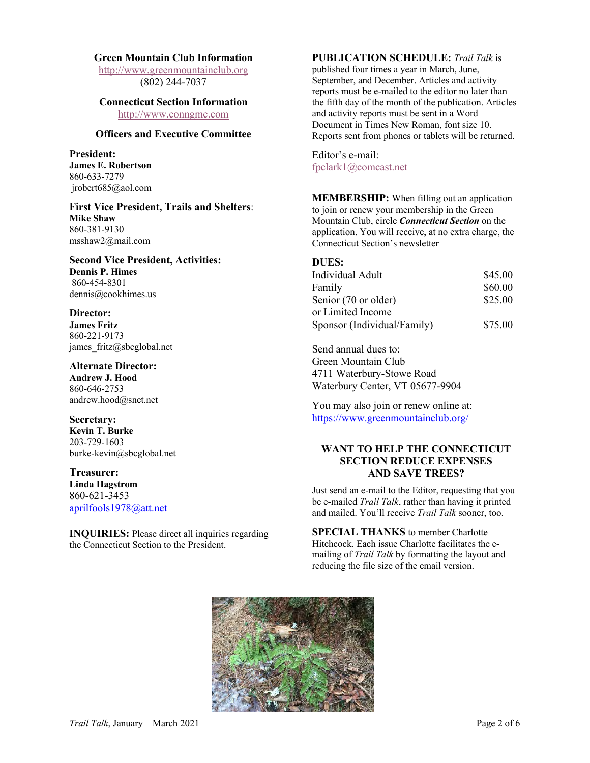**Green Mountain Club Information**

http://www.greenmountainclub.org

(802) 244-7037

**Connecticut Section Information**

http://www.conngmc.com

**Officers and Executive Committee**

**President:**
**James E. Robertson**
860-633-7279
jrobert685@aol.com

**First Vice President, Trails and Shelters**:
**Mike Shaw**
860-381-9130
msshaw2@mail.com

**Second Vice President, Activities:**
**Dennis P. Himes**
860-454-8301
dennis@cookhimes.us

**Director:**
**James Fritz**
860-221-9173
james_fritz@sbcglobal.net

**Alternate Director:**
**Andrew J. Hood**
860-646-2753
andrew.hood@snet.net

**Secretary:**
**Kevin T. Burke**
203-729-1603
burke-kevin@sbcglobal.net

**Treasurer:**
**Linda Hagstrom**
860-621-3453
aprilfools1978@att.net

**INQUIRIES:** Please direct all inquiries regarding the Connecticut Section to the President.

**PUBLICATION SCHEDULE:** *Trail Talk* is published four times a year in March, June, September, and December. Articles and activity reports must be e-mailed to the editor no later than the fifth day of the month of the publication. Articles and activity reports must be sent in a Word Document in Times New Roman, font size 10. Reports sent from phones or tablets will be returned.

Editor's e-mail:
fpclark1@comcast.net

**MEMBERSHIP:** When filling out an application to join or renew your membership in the Green Mountain Club, circle ***Connecticut Section*** on the application. You will receive, at no extra charge, the Connecticut Section's newsletter

**DUES:**

| | |
|---|---|
| Individual Adult | $45.00 |
| Family | $60.00 |
| Senior (70 or older) or Limited Income | $25.00 |
| Sponsor (Individual/Family) | $75.00 |

Send annual dues to:
Green Mountain Club
4711 Waterbury-Stowe Road
Waterbury Center, VT 05677-9904

You may also join or renew online at:
https://www.greenmountainclub.org/

**WANT TO HELP THE CONNECTICUT SECTION REDUCE EXPENSES AND SAVE TREES?**

Just send an e-mail to the Editor, requesting that you be e-mailed *Trail Talk*, rather than having it printed and mailed. You'll receive *Trail Talk* sooner, too.

**SPECIAL THANKS** to member Charlotte Hitchcock. Each issue Charlotte facilitates the e-mailing of *Trail Talk* by formatting the layout and reducing the file size of the email version.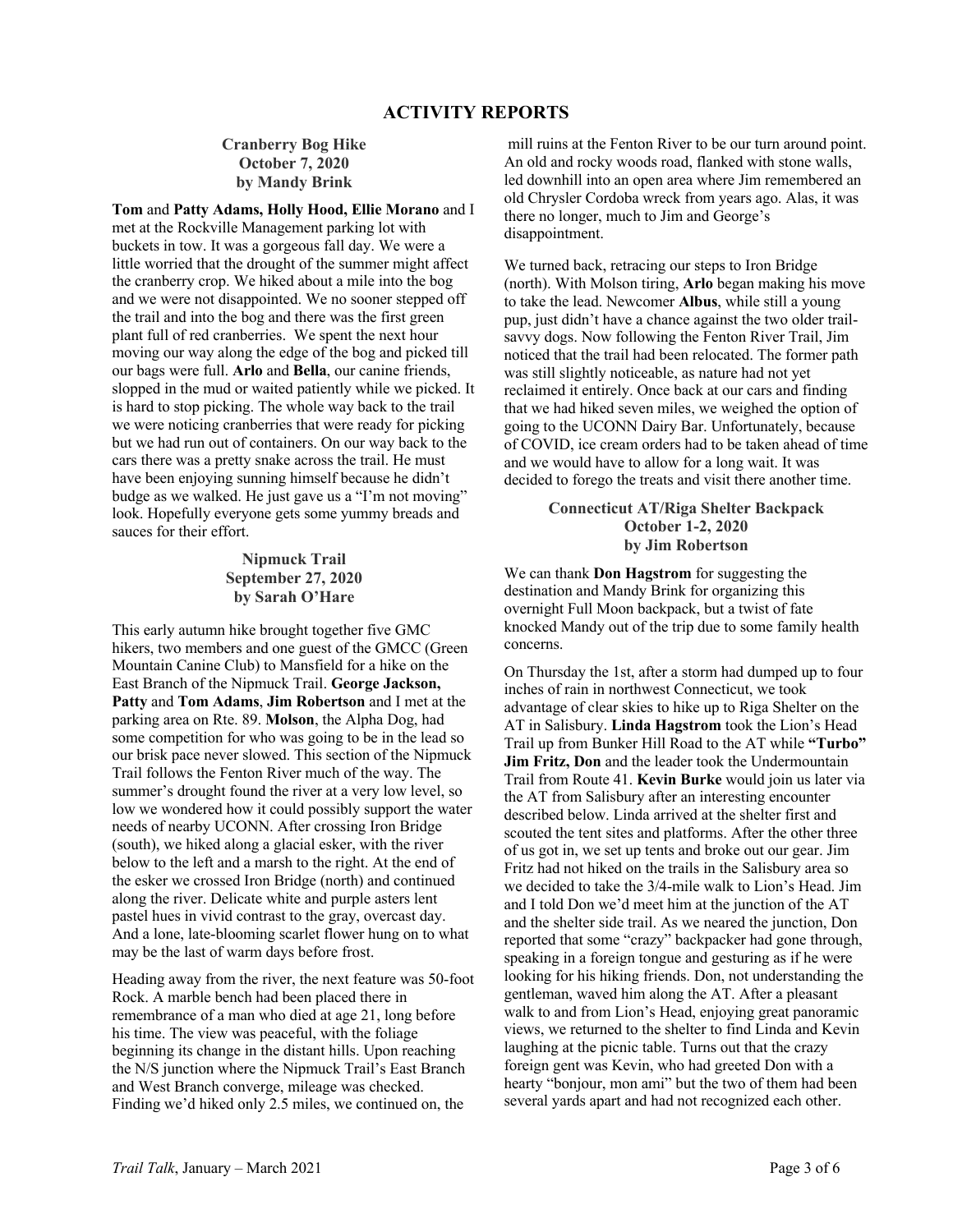# ACTIVITY REPORTS

### Cranberry Bog Hike
**October 7, 2020**
**by Mandy Brink**

**Tom** and **Patty Adams, Holly Hood, Ellie Morano** and I met at the Rockville Management parking lot with buckets in tow. It was a gorgeous fall day. We were a little worried that the drought of the summer might affect the cranberry crop. We hiked about a mile into the bog and we were not disappointed. We no sooner stepped off the trail and into the bog and there was the first green plant full of red cranberries. We spent the next hour moving our way along the edge of the bog and picked till our bags were full. **Arlo** and **Bella**, our canine friends, slopped in the mud or waited patiently while we picked. It is hard to stop picking. The whole way back to the trail we were noticing cranberries that were ready for picking but we had run out of containers. On our way back to the cars there was a pretty snake across the trail. He must have been enjoying sunning himself because he didn't budge as we walked. He just gave us a "I'm not moving" look. Hopefully everyone gets some yummy breads and sauces for their effort.

### Nipmuck Trail
**September 27, 2020**
**by Sarah O'Hare**

This early autumn hike brought together five GMC hikers, two members and one guest of the GMCC (Green Mountain Canine Club) to Mansfield for a hike on the East Branch of the Nipmuck Trail. **George Jackson, Patty** and **Tom Adams**, **Jim Robertson** and I met at the parking area on Rte. 89. **Molson**, the Alpha Dog, had some competition for who was going to be in the lead so our brisk pace never slowed. This section of the Nipmuck Trail follows the Fenton River much of the way. The summer's drought found the river at a very low level, so low we wondered how it could possibly support the water needs of nearby UCONN. After crossing Iron Bridge (south), we hiked along a glacial esker, with the river below to the left and a marsh to the right. At the end of the esker we crossed Iron Bridge (north) and continued along the river. Delicate white and purple asters lent pastel hues in vivid contrast to the gray, overcast day. And a lone, late-blooming scarlet flower hung on to what may be the last of warm days before frost.

Heading away from the river, the next feature was 50-foot Rock. A marble bench had been placed there in remembrance of a man who died at age 21, long before his time. The view was peaceful, with the foliage beginning its change in the distant hills. Upon reaching the N/S junction where the Nipmuck Trail's East Branch and West Branch converge, mileage was checked. Finding we'd hiked only 2.5 miles, we continued on, the mill ruins at the Fenton River to be our turn around point. An old and rocky woods road, flanked with stone walls, led downhill into an open area where Jim remembered an old Chrysler Cordoba wreck from years ago. Alas, it was there no longer, much to Jim and George's disappointment.

We turned back, retracing our steps to Iron Bridge (north). With Molson tiring, **Arlo** began making his move to take the lead. Newcomer **Albus**, while still a young pup, just didn't have a chance against the two older trail-savvy dogs. Now following the Fenton River Trail, Jim noticed that the trail had been relocated. The former path was still slightly noticeable, as nature had not yet reclaimed it entirely. Once back at our cars and finding that we had hiked seven miles, we weighed the option of going to the UCONN Dairy Bar. Unfortunately, because of COVID, ice cream orders had to be taken ahead of time and we would have to allow for a long wait. It was decided to forego the treats and visit there another time.

### Connecticut AT/Riga Shelter Backpack
**October 1-2, 2020**
**by Jim Robertson**

We can thank **Don Hagstrom** for suggesting the destination and Mandy Brink for organizing this overnight Full Moon backpack, but a twist of fate knocked Mandy out of the trip due to some family health concerns.

On Thursday the 1st, after a storm had dumped up to four inches of rain in northwest Connecticut, we took advantage of clear skies to hike up to Riga Shelter on the AT in Salisbury. **Linda Hagstrom** took the Lion's Head Trail up from Bunker Hill Road to the AT while **"Turbo" Jim Fritz, Don** and the leader took the Undermountain Trail from Route 41. **Kevin Burke** would join us later via the AT from Salisbury after an interesting encounter described below. Linda arrived at the shelter first and scouted the tent sites and platforms. After the other three of us got in, we set up tents and broke out our gear. Jim Fritz had not hiked on the trails in the Salisbury area so we decided to take the 3/4-mile walk to Lion's Head. Jim and I told Don we'd meet him at the junction of the AT and the shelter side trail. As we neared the junction, Don reported that some "crazy" backpacker had gone through, speaking in a foreign tongue and gesturing as if he were looking for his hiking friends. Don, not understanding the gentleman, waved him along the AT. After a pleasant walk to and from Lion's Head, enjoying great panoramic views, we returned to the shelter to find Linda and Kevin laughing at the picnic table. Turns out that the crazy foreign gent was Kevin, who had greeted Don with a hearty "bonjour, mon ami" but the two of them had been several yards apart and had not recognized each other.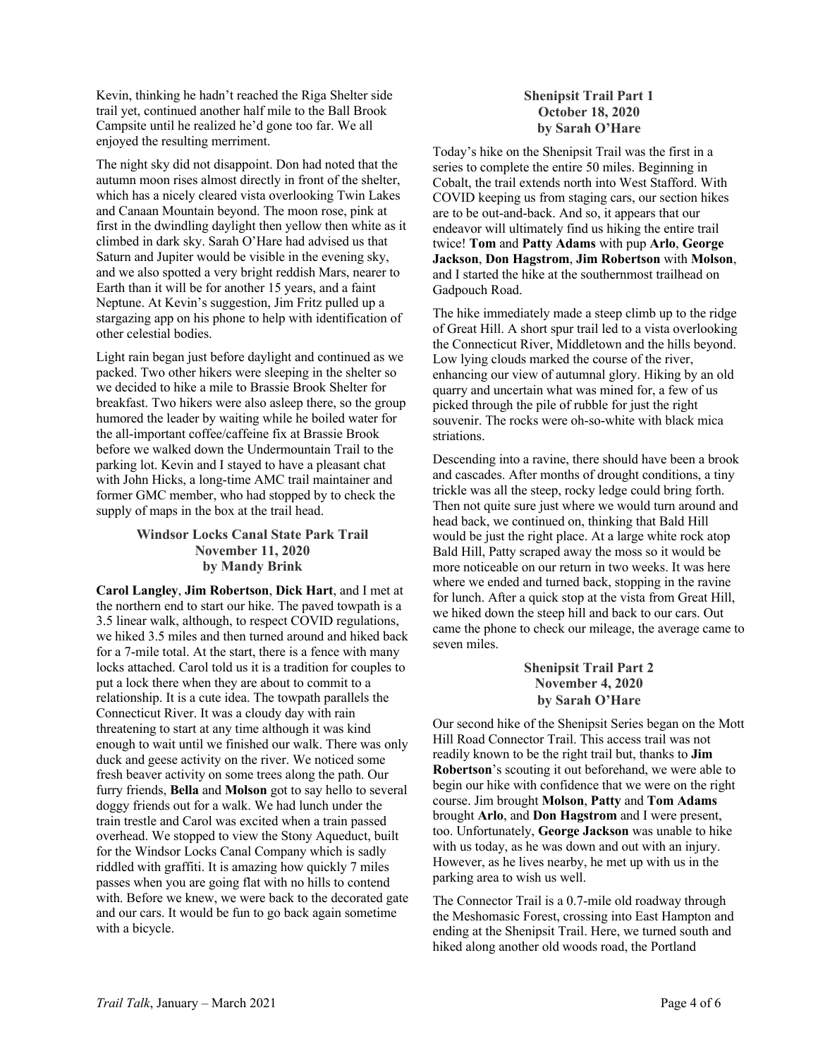Kevin, thinking he hadn't reached the Riga Shelter side trail yet, continued another half mile to the Ball Brook Campsite until he realized he'd gone too far. We all enjoyed the resulting merriment.

The night sky did not disappoint. Don had noted that the autumn moon rises almost directly in front of the shelter, which has a nicely cleared vista overlooking Twin Lakes and Canaan Mountain beyond. The moon rose, pink at first in the dwindling daylight then yellow then white as it climbed in dark sky. Sarah O'Hare had advised us that Saturn and Jupiter would be visible in the evening sky, and we also spotted a very bright reddish Mars, nearer to Earth than it will be for another 15 years, and a faint Neptune. At Kevin's suggestion, Jim Fritz pulled up a stargazing app on his phone to help with identification of other celestial bodies.

Light rain began just before daylight and continued as we packed. Two other hikers were sleeping in the shelter so we decided to hike a mile to Brassie Brook Shelter for breakfast. Two hikers were also asleep there, so the group humored the leader by waiting while he boiled water for the all-important coffee/caffeine fix at Brassie Brook before we walked down the Undermountain Trail to the parking lot. Kevin and I stayed to have a pleasant chat with John Hicks, a long-time AMC trail maintainer and former GMC member, who had stopped by to check the supply of maps in the box at the trail head.

### Windsor Locks Canal State Park Trail
**November 11, 2020**
**by Mandy Brink**

**Carol Langley**, **Jim Robertson**, **Dick Hart**, and I met at the northern end to start our hike. The paved towpath is a 3.5 linear walk, although, to respect COVID regulations, we hiked 3.5 miles and then turned around and hiked back for a 7-mile total. At the start, there is a fence with many locks attached. Carol told us it is a tradition for couples to put a lock there when they are about to commit to a relationship. It is a cute idea. The towpath parallels the Connecticut River. It was a cloudy day with rain threatening to start at any time although it was kind enough to wait until we finished our walk. There was only duck and geese activity on the river. We noticed some fresh beaver activity on some trees along the path. Our furry friends, **Bella** and **Molson** got to say hello to several doggy friends out for a walk. We had lunch under the train trestle and Carol was excited when a train passed overhead. We stopped to view the Stony Aqueduct, built for the Windsor Locks Canal Company which is sadly riddled with graffiti. It is amazing how quickly 7 miles passes when you are going flat with no hills to contend with. Before we knew, we were back to the decorated gate and our cars. It would be fun to go back again sometime with a bicycle.

### Shenipsit Trail Part 1
**October 18, 2020**
**by Sarah O'Hare**

Today's hike on the Shenipsit Trail was the first in a series to complete the entire 50 miles. Beginning in Cobalt, the trail extends north into West Stafford. With COVID keeping us from staging cars, our section hikes are to be out-and-back. And so, it appears that our endeavor will ultimately find us hiking the entire trail twice! **Tom** and **Patty Adams** with pup **Arlo**, **George Jackson**, **Don Hagstrom**, **Jim Robertson** with **Molson**, and I started the hike at the southernmost trailhead on Gadpouch Road.

The hike immediately made a steep climb up to the ridge of Great Hill. A short spur trail led to a vista overlooking the Connecticut River, Middletown and the hills beyond. Low lying clouds marked the course of the river, enhancing our view of autumnal glory. Hiking by an old quarry and uncertain what was mined for, a few of us picked through the pile of rubble for just the right souvenir. The rocks were oh-so-white with black mica striations.

Descending into a ravine, there should have been a brook and cascades. After months of drought conditions, a tiny trickle was all the steep, rocky ledge could bring forth. Then not quite sure just where we would turn around and head back, we continued on, thinking that Bald Hill would be just the right place. At a large white rock atop Bald Hill, Patty scraped away the moss so it would be more noticeable on our return in two weeks. It was here where we ended and turned back, stopping in the ravine for lunch. After a quick stop at the vista from Great Hill, we hiked down the steep hill and back to our cars. Out came the phone to check our mileage, the average came to seven miles.

### Shenipsit Trail Part 2
**November 4, 2020**
**by Sarah O'Hare**

Our second hike of the Shenipsit Series began on the Mott Hill Road Connector Trail. This access trail was not readily known to be the right trail but, thanks to **Jim Robertson**'s scouting it out beforehand, we were able to begin our hike with confidence that we were on the right course. Jim brought **Molson**, **Patty** and **Tom Adams** brought **Arlo**, and **Don Hagstrom** and I were present, too. Unfortunately, **George Jackson** was unable to hike with us today, as he was down and out with an injury. However, as he lives nearby, he met up with us in the parking area to wish us well.

The Connector Trail is a 0.7-mile old roadway through the Meshomasic Forest, crossing into East Hampton and ending at the Shenipsit Trail. Here, we turned south and hiked along another old woods road, the Portland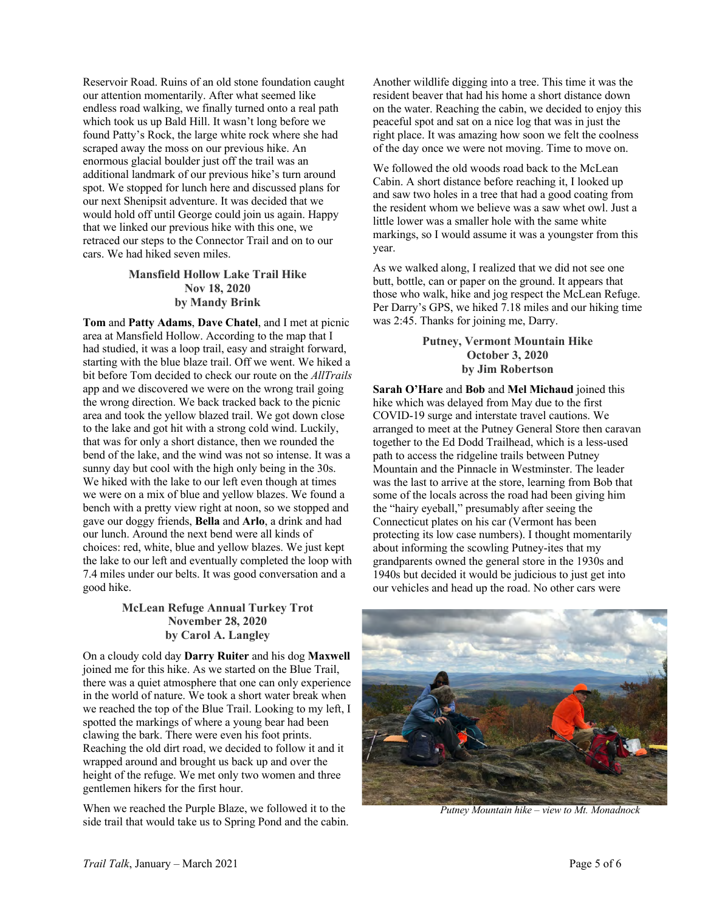Reservoir Road. Ruins of an old stone foundation caught our attention momentarily. After what seemed like endless road walking, we finally turned onto a real path which took us up Bald Hill. It wasn't long before we found Patty's Rock, the large white rock where she had scraped away the moss on our previous hike. An enormous glacial boulder just off the trail was an additional landmark of our previous hike's turn around spot. We stopped for lunch here and discussed plans for our next Shenipsit adventure. It was decided that we would hold off until George could join us again. Happy that we linked our previous hike with this one, we retraced our steps to the Connector Trail and on to our cars. We had hiked seven miles.

### Mansfield Hollow Lake Trail Hike
### Nov 18, 2020
### by Mandy Brink

**Tom** and **Patty Adams**, **Dave Chatel**, and I met at picnic area at Mansfield Hollow. According to the map that I had studied, it was a loop trail, easy and straight forward, starting with the blue blaze trail. Off we went. We hiked a bit before Tom decided to check our route on the *AllTrails* app and we discovered we were on the wrong trail going the wrong direction. We back tracked back to the picnic area and took the yellow blazed trail. We got down close to the lake and got hit with a strong cold wind. Luckily, that was for only a short distance, then we rounded the bend of the lake, and the wind was not so intense. It was a sunny day but cool with the high only being in the 30s. We hiked with the lake to our left even though at times we were on a mix of blue and yellow blazes. We found a bench with a pretty view right at noon, so we stopped and gave our doggy friends, **Bella** and **Arlo**, a drink and had our lunch. Around the next bend were all kinds of choices: red, white, blue and yellow blazes. We just kept the lake to our left and eventually completed the loop with 7.4 miles under our belts. It was good conversation and a good hike.

### McLean Refuge Annual Turkey Trot
### November 28, 2020
### by Carol A. Langley

On a cloudy cold day **Darry Ruiter** and his dog **Maxwell** joined me for this hike. As we started on the Blue Trail, there was a quiet atmosphere that one can only experience in the world of nature. We took a short water break when we reached the top of the Blue Trail. Looking to my left, I spotted the markings of where a young bear had been clawing the bark. There were even his foot prints. Reaching the old dirt road, we decided to follow it and it wrapped around and brought us back up and over the height of the refuge. We met only two women and three gentlemen hikers for the first hour.

When we reached the Purple Blaze, we followed it to the side trail that would take us to Spring Pond and the cabin. Another wildlife digging into a tree. This time it was the resident beaver that had his home a short distance down on the water. Reaching the cabin, we decided to enjoy this peaceful spot and sat on a nice log that was in just the right place. It was amazing how soon we felt the coolness of the day once we were not moving. Time to move on.

We followed the old woods road back to the McLean Cabin. A short distance before reaching it, I looked up and saw two holes in a tree that had a good coating from the resident whom we believe was a saw whet owl. Just a little lower was a smaller hole with the same white markings, so I would assume it was a youngster from this year.

As we walked along, I realized that we did not see one butt, bottle, can or paper on the ground. It appears that those who walk, hike and jog respect the McLean Refuge. Per Darry's GPS, we hiked 7.18 miles and our hiking time was 2:45. Thanks for joining me, Darry.

### Putney, Vermont Mountain Hike
### October 3, 2020
### by Jim Robertson

**Sarah O'Hare** and **Bob** and **Mel Michaud** joined this hike which was delayed from May due to the first COVID-19 surge and interstate travel cautions. We arranged to meet at the Putney General Store then caravan together to the Ed Dodd Trailhead, which is a less-used path to access the ridgeline trails between Putney Mountain and the Pinnacle in Westminster. The leader was the last to arrive at the store, learning from Bob that some of the locals across the road had been giving him the "hairy eyeball," presumably after seeing the Connecticut plates on his car (Vermont has been protecting its low case numbers). I thought momentarily about informing the scowling Putney-ites that my grandparents owned the general store in the 1930s and 1940s but decided it would be judicious to just get into our vehicles and head up the road. No other cars were

*Putney Mountain hike – view to Mt. Monadnock*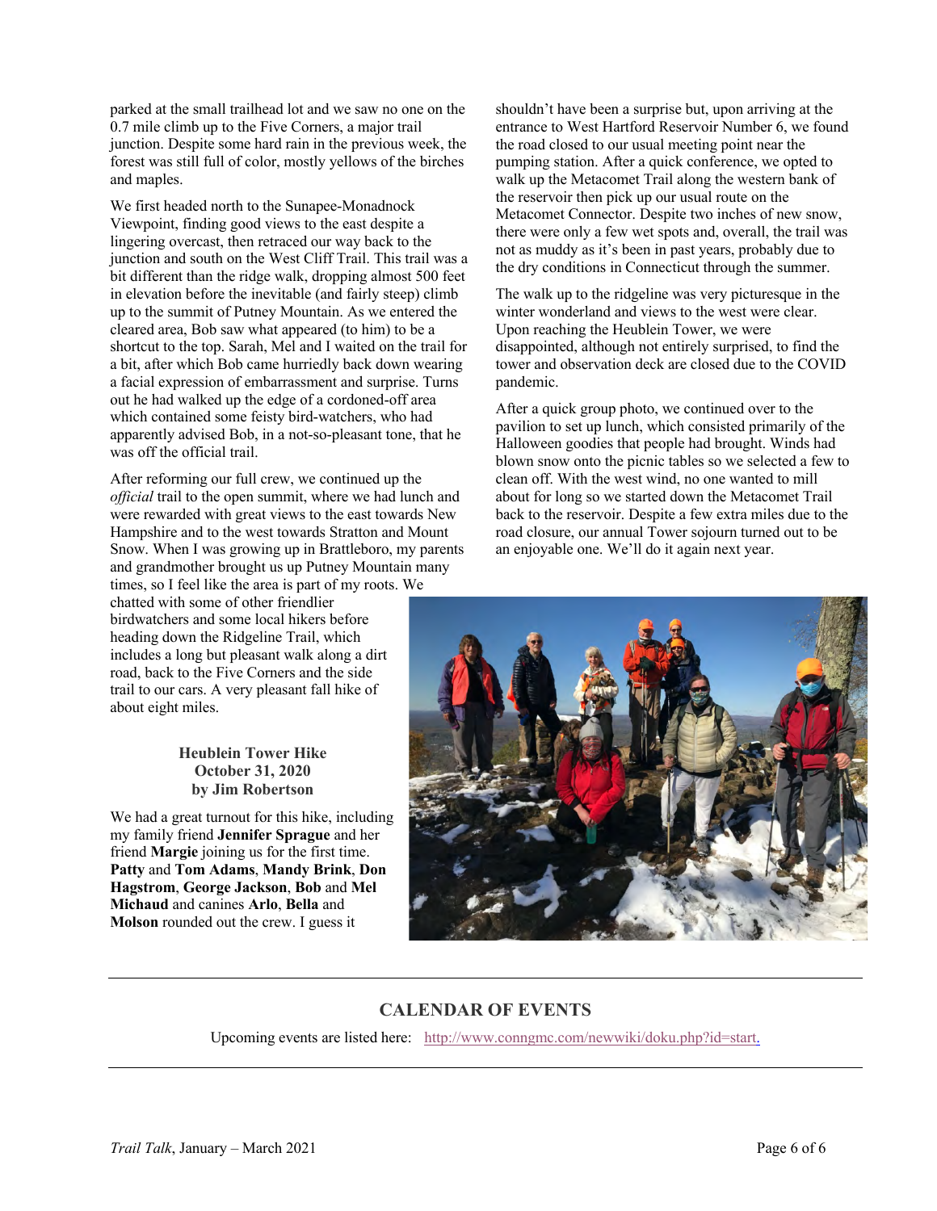parked at the small trailhead lot and we saw no one on the 0.7 mile climb up to the Five Corners, a major trail junction. Despite some hard rain in the previous week, the forest was still full of color, mostly yellows of the birches and maples.

We first headed north to the Sunapee-Monadnock Viewpoint, finding good views to the east despite a lingering overcast, then retraced our way back to the junction and south on the West Cliff Trail. This trail was a bit different than the ridge walk, dropping almost 500 feet in elevation before the inevitable (and fairly steep) climb up to the summit of Putney Mountain. As we entered the cleared area, Bob saw what appeared (to him) to be a shortcut to the top. Sarah, Mel and I waited on the trail for a bit, after which Bob came hurriedly back down wearing a facial expression of embarrassment and surprise. Turns out he had walked up the edge of a cordoned-off area which contained some feisty bird-watchers, who had apparently advised Bob, in a not-so-pleasant tone, that he was off the official trail.

After reforming our full crew, we continued up the *official* trail to the open summit, where we had lunch and were rewarded with great views to the east towards New Hampshire and to the west towards Stratton and Mount Snow. When I was growing up in Brattleboro, my parents and grandmother brought us up Putney Mountain many times, so I feel like the area is part of my roots. We chatted with some of other friendlier birdwatchers and some local hikers before heading down the Ridgeline Trail, which includes a long but pleasant walk along a dirt road, back to the Five Corners and the side trail to our cars. A very pleasant fall hike of about eight miles.

### Heublein Tower Hike
**October 31, 2020**
**by Jim Robertson**

We had a great turnout for this hike, including my family friend **Jennifer Sprague** and her friend **Margie** joining us for the first time. **Patty** and **Tom Adams**, **Mandy Brink**, **Don Hagstrom**, **George Jackson**, **Bob** and **Mel Michaud** and canines **Arlo**, **Bella** and **Molson** rounded out the crew. I guess it shouldn't have been a surprise but, upon arriving at the entrance to West Hartford Reservoir Number 6, we found the road closed to our usual meeting point near the pumping station. After a quick conference, we opted to walk up the Metacomet Trail along the western bank of the reservoir then pick up our usual route on the Metacomet Connector. Despite two inches of new snow, there were only a few wet spots and, overall, the trail was not as muddy as it's been in past years, probably due to the dry conditions in Connecticut through the summer.

The walk up to the ridgeline was very picturesque in the winter wonderland and views to the west were clear. Upon reaching the Heublein Tower, we were disappointed, although not entirely surprised, to find the tower and observation deck are closed due to the COVID pandemic.

After a quick group photo, we continued over to the pavilion to set up lunch, which consisted primarily of the Halloween goodies that people had brought. Winds had blown snow onto the picnic tables so we selected a few to clean off. With the west wind, no one wanted to mill about for long so we started down the Metacomet Trail back to the reservoir. Despite a few extra miles due to the road closure, our annual Tower sojourn turned out to be an enjoyable one. We'll do it again next year.

---

## CALENDAR OF EVENTS

Upcoming events are listed here: http://www.conngmc.com/newwiki/doku.php?id=start.